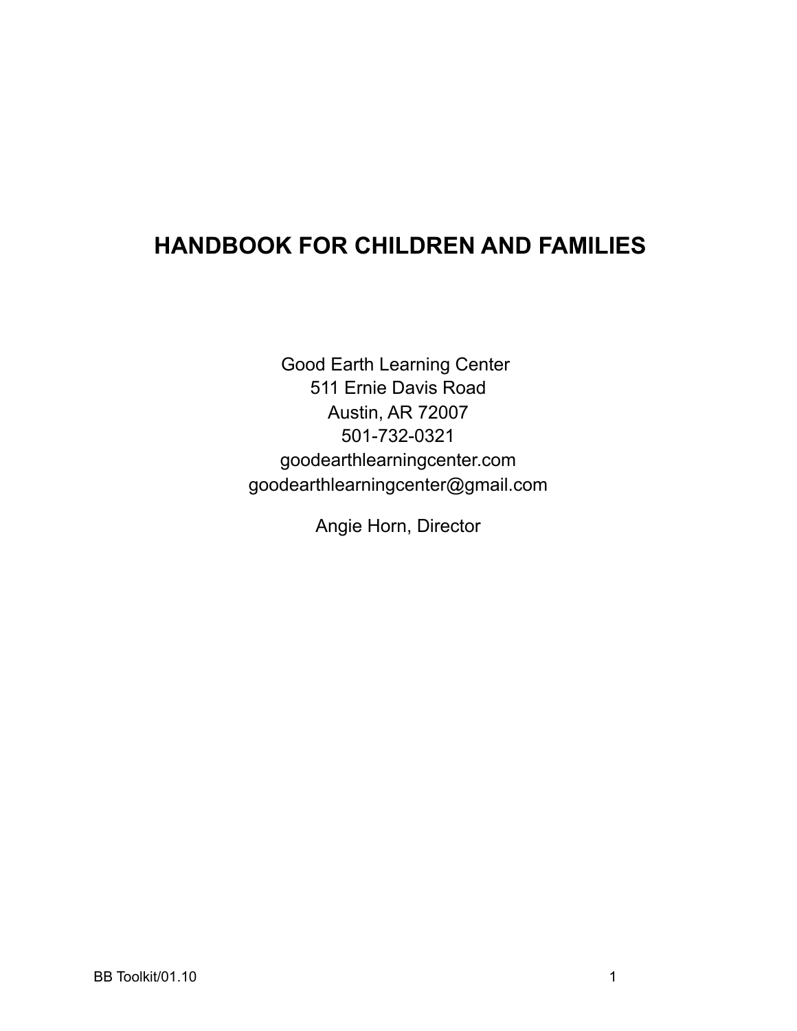# HANDBOOK FOR CHILDREN AND FAMILIES

Good Earth Learning Center
511 Ernie Davis Road
Austin, AR 72007
501-732-0321
goodearthlearningcenter.com
goodearthlearningcenter@gmail.com

Angie Horn, Director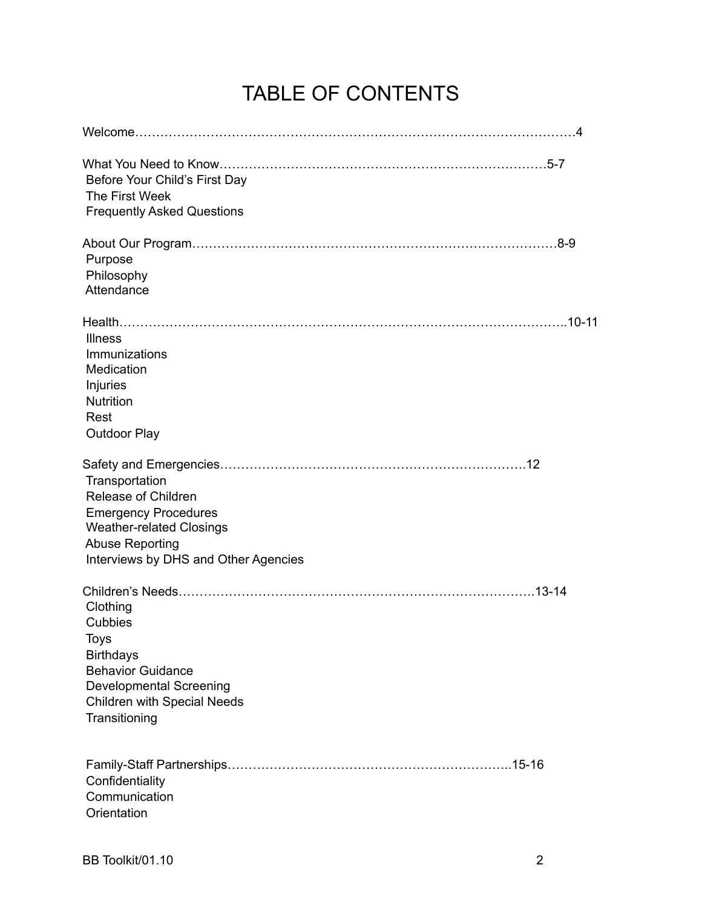# TABLE OF CONTENTS

Welcome……………………………………………………………………………………………4

What You Need to Know…………………………………………………………………5-7
- Before Your Child's First Day
- The First Week
- Frequently Asked Questions

About Our Program…………………………………………………………………………8-9
- Purpose
- Philosophy
- Attendance

Health……………………………………………………………………………………………..10-11
- Illness
- Immunizations
- Medication
- Injuries
- Nutrition
- Rest
- Outdoor Play

Safety and Emergencies………………………………………………………………12
- Transportation
- Release of Children
- Emergency Procedures
- Weather-related Closings
- Abuse Reporting
- Interviews by DHS and Other Agencies

Children's Needs…………………………………………………………………………13-14
- Clothing
- Cubbies
- Toys
- Birthdays
- Behavior Guidance
- Developmental Screening
- Children with Special Needs
- Transitioning

Family-Staff Partnerships…………………………………………………………..15-16
- Confidentiality
- Communication
- Orientation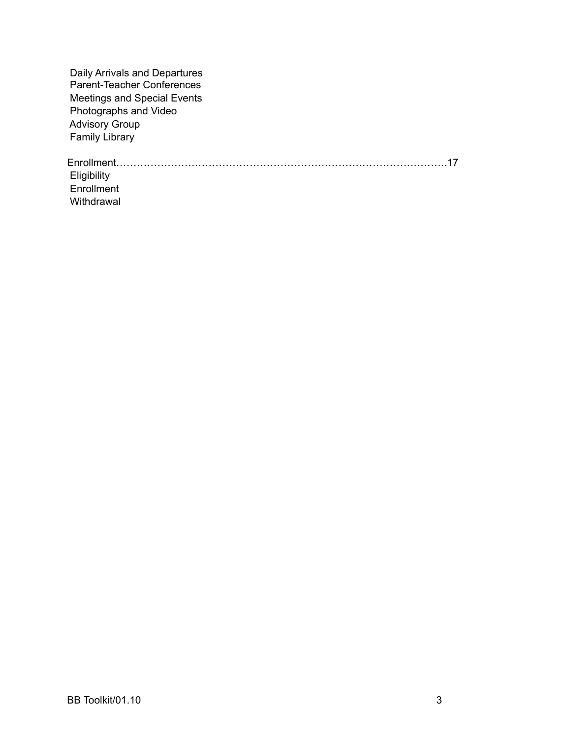Daily Arrivals and Departures
Parent-Teacher Conferences
Meetings and Special Events
Photographs and Video
Advisory Group
Family Library

Enrollment……………………………………………………………………………………17
Eligibility
Enrollment
Withdrawal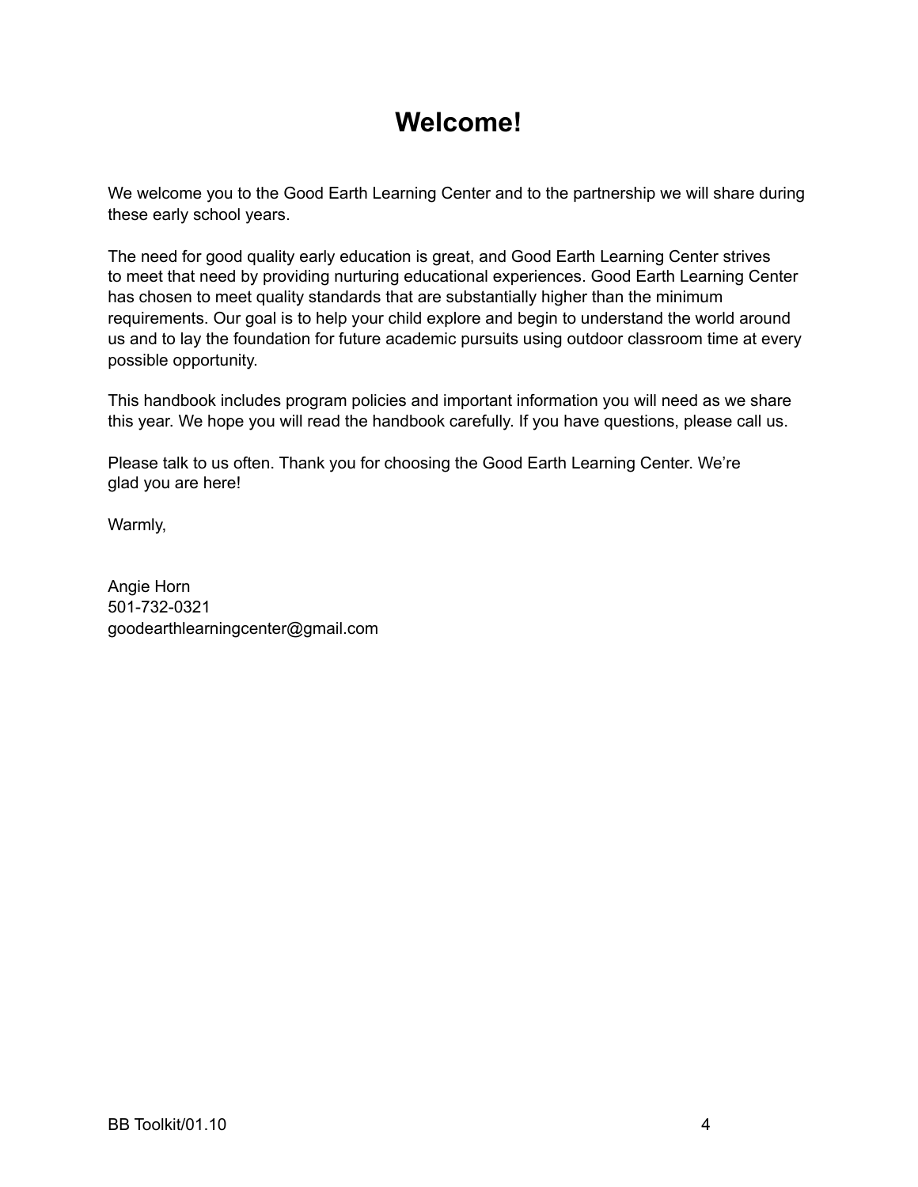# Welcome!

We welcome you to the Good Earth Learning Center and to the partnership we will share during these early school years.

The need for good quality early education is great, and Good Earth Learning Center strives to meet that need by providing nurturing educational experiences. Good Earth Learning Center has chosen to meet quality standards that are substantially higher than the minimum requirements. Our goal is to help your child explore and begin to understand the world around us and to lay the foundation for future academic pursuits using outdoor classroom time at every possible opportunity.

This handbook includes program policies and important information you will need as we share this year. We hope you will read the handbook carefully. If you have questions, please call us.

Please talk to us often. Thank you for choosing the Good Earth Learning Center. We're glad you are here!

Warmly,

Angie Horn
501-732-0321
goodearthlearningcenter@gmail.com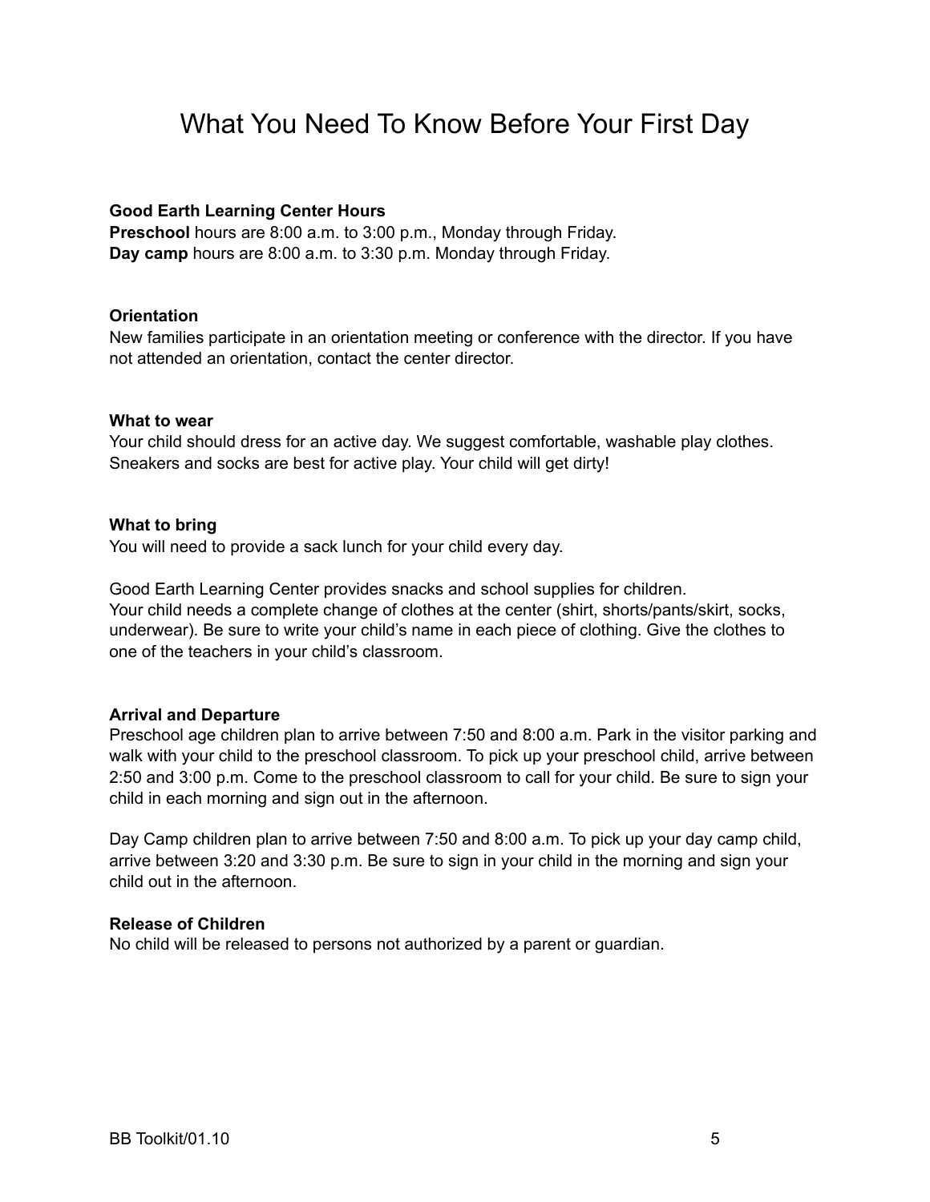# What You Need To Know Before Your First Day

**Good Earth Learning Center Hours**
**Preschool** hours are 8:00 a.m. to 3:00 p.m., Monday through Friday.
**Day camp** hours are 8:00 a.m. to 3:30 p.m. Monday through Friday.

**Orientation**
New families participate in an orientation meeting or conference with the director. If you have not attended an orientation, contact the center director.

**What to wear**
Your child should dress for an active day. We suggest comfortable, washable play clothes. Sneakers and socks are best for active play. Your child will get dirty!

**What to bring**
You will need to provide a sack lunch for your child every day.

Good Earth Learning Center provides snacks and school supplies for children.
Your child needs a complete change of clothes at the center (shirt, shorts/pants/skirt, socks, underwear). Be sure to write your child's name in each piece of clothing. Give the clothes to one of the teachers in your child's classroom.

**Arrival and Departure**
Preschool age children plan to arrive between 7:50 and 8:00 a.m. Park in the visitor parking and walk with your child to the preschool classroom. To pick up your preschool child, arrive between 2:50 and 3:00 p.m. Come to the preschool classroom to call for your child. Be sure to sign your child in each morning and sign out in the afternoon.

Day Camp children plan to arrive between 7:50 and 8:00 a.m. To pick up your day camp child, arrive between 3:20 and 3:30 p.m. Be sure to sign in your child in the morning and sign your child out in the afternoon.

**Release of Children**
No child will be released to persons not authorized by a parent or guardian.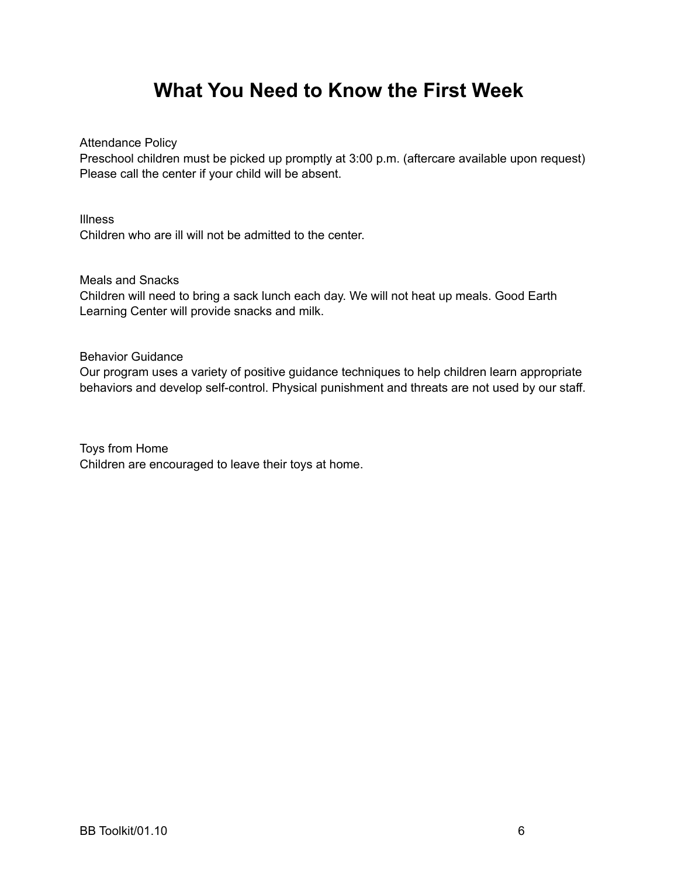# What You Need to Know the First Week

Attendance Policy
Preschool children must be picked up promptly at 3:00 p.m. (aftercare available upon request)
Please call the center if your child will be absent.

Illness
Children who are ill will not be admitted to the center.

Meals and Snacks
Children will need to bring a sack lunch each day. We will not heat up meals. Good Earth Learning Center will provide snacks and milk.

Behavior Guidance
Our program uses a variety of positive guidance techniques to help children learn appropriate behaviors and develop self-control. Physical punishment and threats are not used by our staff.

Toys from Home
Children are encouraged to leave their toys at home.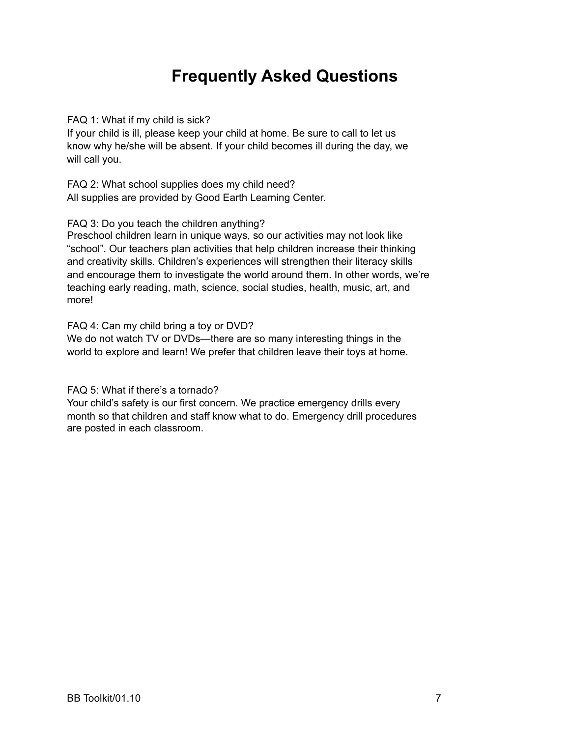# Frequently Asked Questions

FAQ 1: What if my child is sick?
If your child is ill, please keep your child at home. Be sure to call to let us know why he/she will be absent. If your child becomes ill during the day, we will call you.

FAQ 2: What school supplies does my child need?
All supplies are provided by Good Earth Learning Center.

FAQ 3: Do you teach the children anything?
Preschool children learn in unique ways, so our activities may not look like "school". Our teachers plan activities that help children increase their thinking and creativity skills. Children's experiences will strengthen their literacy skills and encourage them to investigate the world around them. In other words, we're teaching early reading, math, science, social studies, health, music, art, and more!

FAQ 4: Can my child bring a toy or DVD?
We do not watch TV or DVDs—there are so many interesting things in the world to explore and learn! We prefer that children leave their toys at home.

FAQ 5: What if there's a tornado?
Your child's safety is our first concern. We practice emergency drills every month so that children and staff know what to do. Emergency drill procedures are posted in each classroom.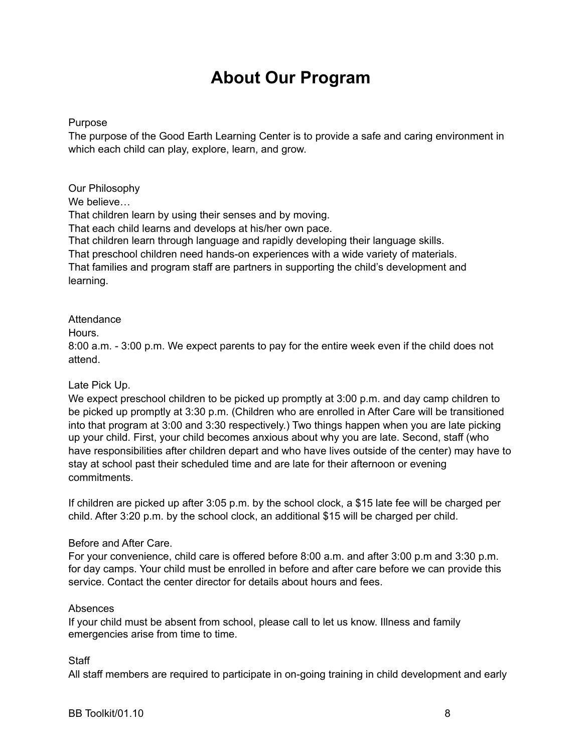# About Our Program

Purpose

The purpose of the Good Earth Learning Center is to provide a safe and caring environment in which each child can play, explore, learn, and grow.

Our Philosophy

We believe…

That children learn by using their senses and by moving.

That each child learns and develops at his/her own pace.

That children learn through language and rapidly developing their language skills.

That preschool children need hands-on experiences with a wide variety of materials.

That families and program staff are partners in supporting the child's development and learning.

Attendance

Hours.

8:00 a.m. - 3:00 p.m. We expect parents to pay for the entire week even if the child does not attend.

Late Pick Up.

We expect preschool children to be picked up promptly at 3:00 p.m. and day camp children to be picked up promptly at 3:30 p.m. (Children who are enrolled in After Care will be transitioned into that program at 3:00 and 3:30 respectively.) Two things happen when you are late picking up your child. First, your child becomes anxious about why you are late. Second, staff (who have responsibilities after children depart and who have lives outside of the center) may have to stay at school past their scheduled time and are late for their afternoon or evening commitments.

If children are picked up after 3:05 p.m. by the school clock, a $15 late fee will be charged per child. After 3:20 p.m. by the school clock, an additional $15 will be charged per child.

Before and After Care.

For your convenience, child care is offered before 8:00 a.m. and after 3:00 p.m and 3:30 p.m. for day camps. Your child must be enrolled in before and after care before we can provide this service. Contact the center director for details about hours and fees.

Absences

If your child must be absent from school, please call to let us know. Illness and family emergencies arise from time to time.

Staff

All staff members are required to participate in on-going training in child development and early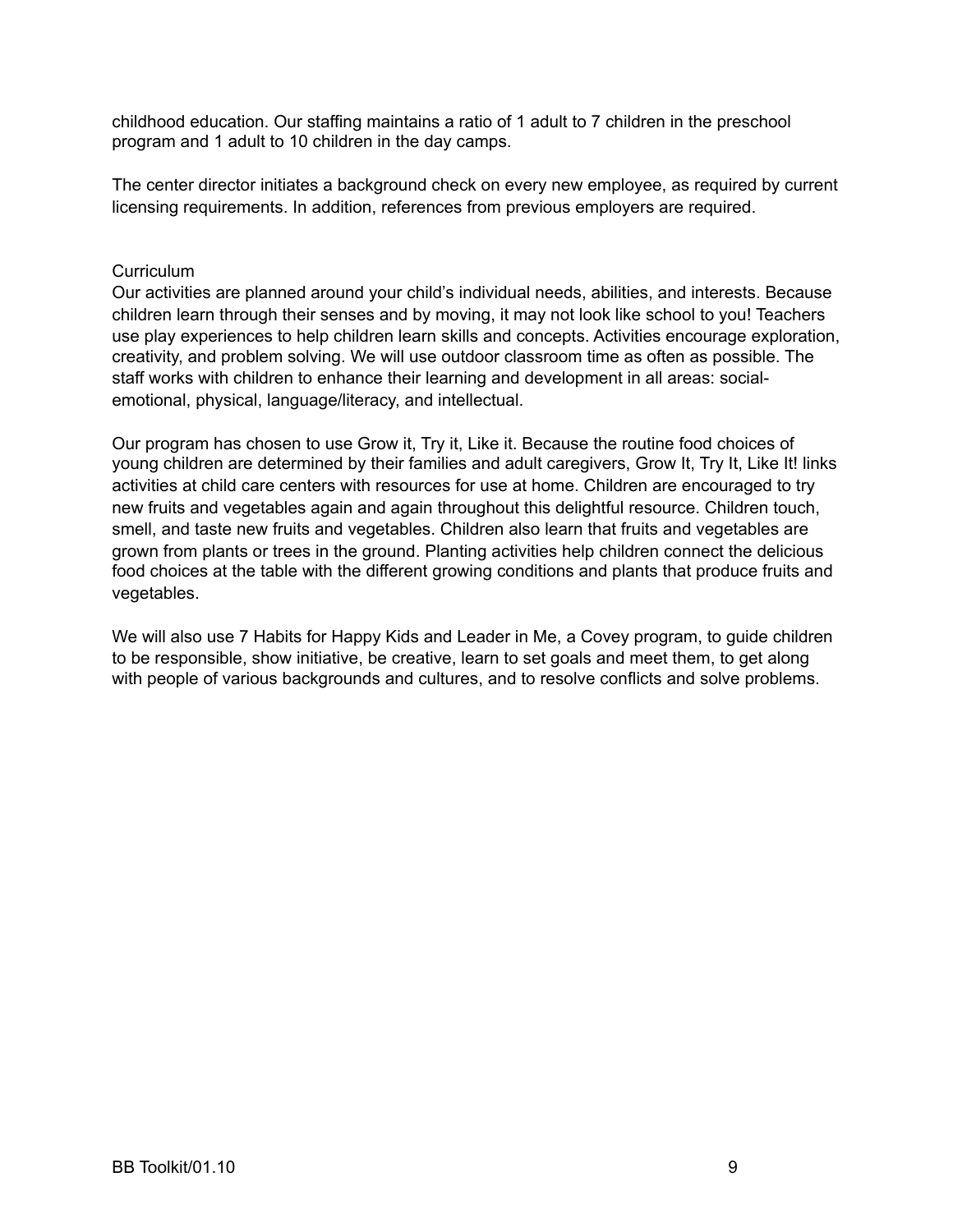childhood education. Our staffing maintains a ratio of 1 adult to 7 children in the preschool program and 1 adult to 10 children in the day camps.

The center director initiates a background check on every new employee, as required by current licensing requirements. In addition, references from previous employers are required.

## Curriculum

Our activities are planned around your child's individual needs, abilities, and interests. Because children learn through their senses and by moving, it may not look like school to you! Teachers use play experiences to help children learn skills and concepts. Activities encourage exploration, creativity, and problem solving. We will use outdoor classroom time as often as possible. The staff works with children to enhance their learning and development in all areas: social-emotional, physical, language/literacy, and intellectual.

Our program has chosen to use Grow it, Try it, Like it. Because the routine food choices of young children are determined by their families and adult caregivers, Grow It, Try It, Like It! links activities at child care centers with resources for use at home. Children are encouraged to try new fruits and vegetables again and again throughout this delightful resource. Children touch, smell, and taste new fruits and vegetables. Children also learn that fruits and vegetables are grown from plants or trees in the ground. Planting activities help children connect the delicious food choices at the table with the different growing conditions and plants that produce fruits and vegetables.

We will also use 7 Habits for Happy Kids and Leader in Me, a Covey program, to guide children to be responsible, show initiative, be creative, learn to set goals and meet them, to get along with people of various backgrounds and cultures, and to resolve conflicts and solve problems.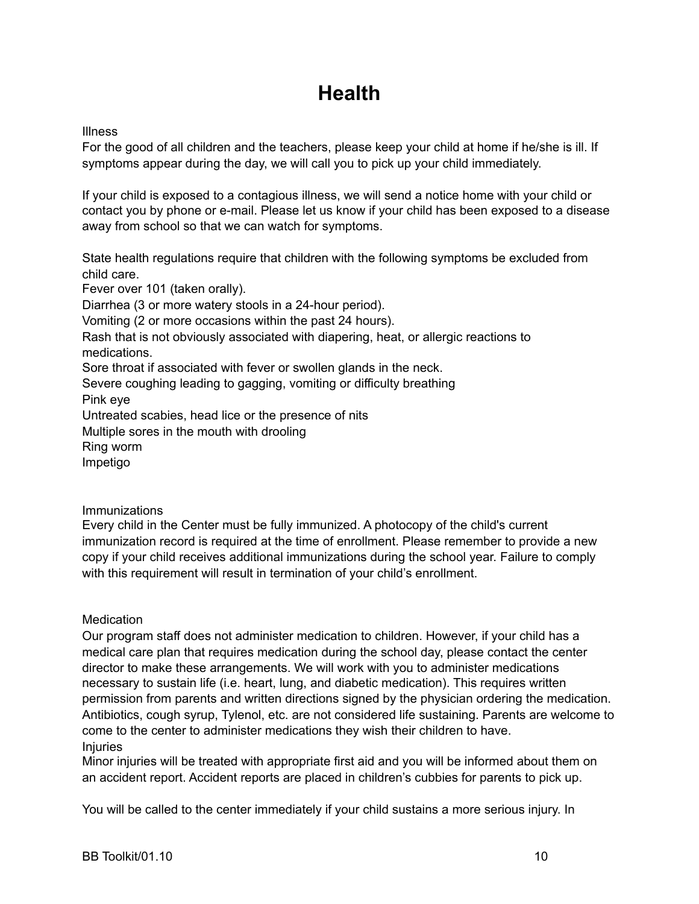# Health

Illness

For the good of all children and the teachers, please keep your child at home if he/she is ill. If symptoms appear during the day, we will call you to pick up your child immediately.

If your child is exposed to a contagious illness, we will send a notice home with your child or contact you by phone or e-mail. Please let us know if your child has been exposed to a disease away from school so that we can watch for symptoms.

State health regulations require that children with the following symptoms be excluded from child care.

Fever over 101 (taken orally).

Diarrhea (3 or more watery stools in a 24-hour period).

Vomiting (2 or more occasions within the past 24 hours).

Rash that is not obviously associated with diapering, heat, or allergic reactions to medications.

Sore throat if associated with fever or swollen glands in the neck.

Severe coughing leading to gagging, vomiting or difficulty breathing

Pink eye

Untreated scabies, head lice or the presence of nits

Multiple sores in the mouth with drooling

Ring worm

Impetigo

Immunizations

Every child in the Center must be fully immunized. A photocopy of the child's current immunization record is required at the time of enrollment. Please remember to provide a new copy if your child receives additional immunizations during the school year. Failure to comply with this requirement will result in termination of your child's enrollment.

Medication

Our program staff does not administer medication to children. However, if your child has a medical care plan that requires medication during the school day, please contact the center director to make these arrangements. We will work with you to administer medications necessary to sustain life (i.e. heart, lung, and diabetic medication). This requires written permission from parents and written directions signed by the physician ordering the medication. Antibiotics, cough syrup, Tylenol, etc. are not considered life sustaining. Parents are welcome to come to the center to administer medications they wish their children to have.

Injuries

Minor injuries will be treated with appropriate first aid and you will be informed about them on an accident report. Accident reports are placed in children's cubbies for parents to pick up.

You will be called to the center immediately if your child sustains a more serious injury. In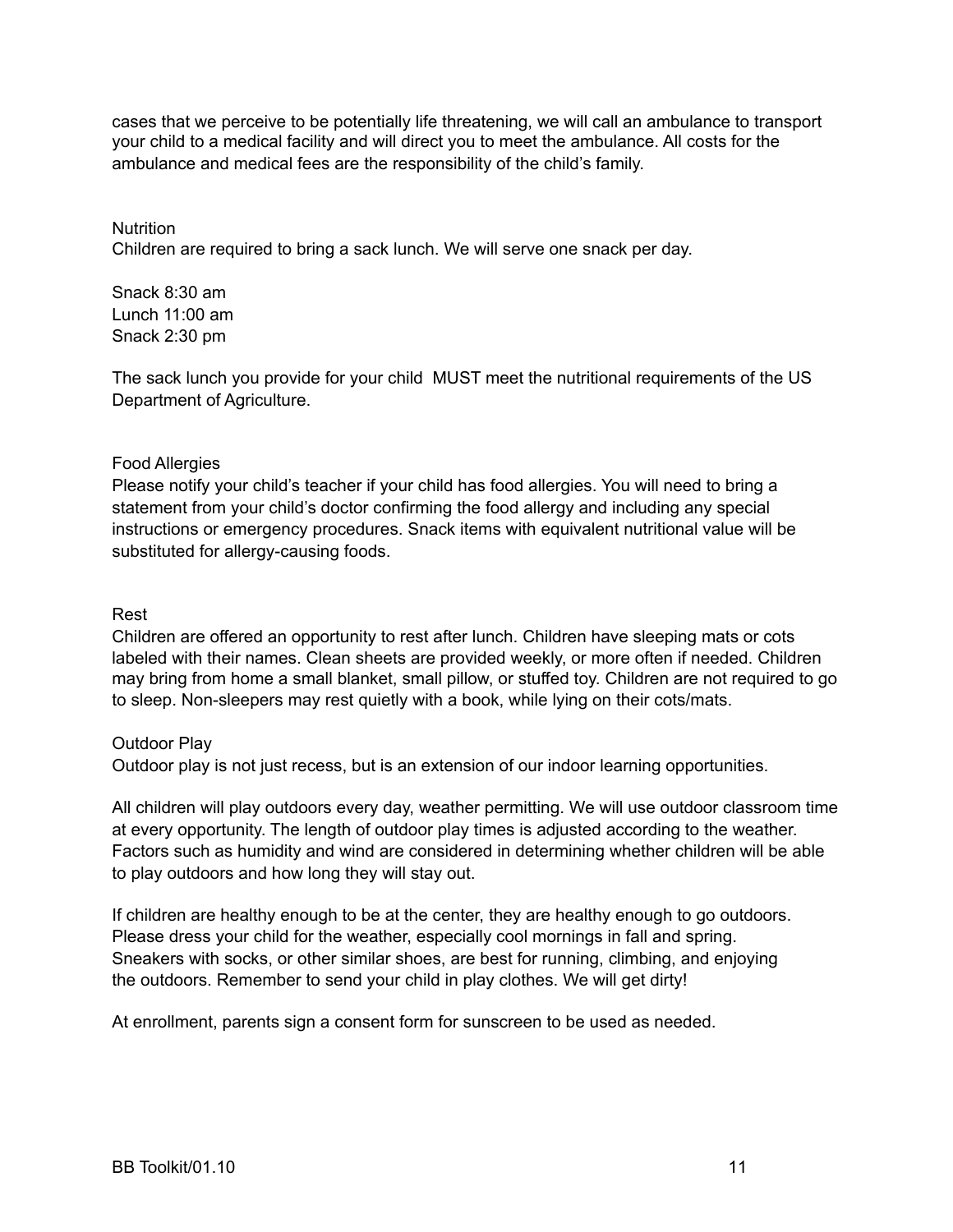cases that we perceive to be potentially life threatening, we will call an ambulance to transport your child to a medical facility and will direct you to meet the ambulance. All costs for the ambulance and medical fees are the responsibility of the child's family.

## Nutrition

Children are required to bring a sack lunch. We will serve one snack per day.

Snack 8:30 am
Lunch 11:00 am
Snack 2:30 pm

The sack lunch you provide for your child MUST meet the nutritional requirements of the US Department of Agriculture.

## Food Allergies

Please notify your child's teacher if your child has food allergies. You will need to bring a statement from your child's doctor confirming the food allergy and including any special instructions or emergency procedures. Snack items with equivalent nutritional value will be substituted for allergy-causing foods.

## Rest

Children are offered an opportunity to rest after lunch. Children have sleeping mats or cots labeled with their names. Clean sheets are provided weekly, or more often if needed. Children may bring from home a small blanket, small pillow, or stuffed toy. Children are not required to go to sleep. Non-sleepers may rest quietly with a book, while lying on their cots/mats.

## Outdoor Play

Outdoor play is not just recess, but is an extension of our indoor learning opportunities.

All children will play outdoors every day, weather permitting. We will use outdoor classroom time at every opportunity. The length of outdoor play times is adjusted according to the weather. Factors such as humidity and wind are considered in determining whether children will be able to play outdoors and how long they will stay out.

If children are healthy enough to be at the center, they are healthy enough to go outdoors. Please dress your child for the weather, especially cool mornings in fall and spring. Sneakers with socks, or other similar shoes, are best for running, climbing, and enjoying the outdoors. Remember to send your child in play clothes. We will get dirty!

At enrollment, parents sign a consent form for sunscreen to be used as needed.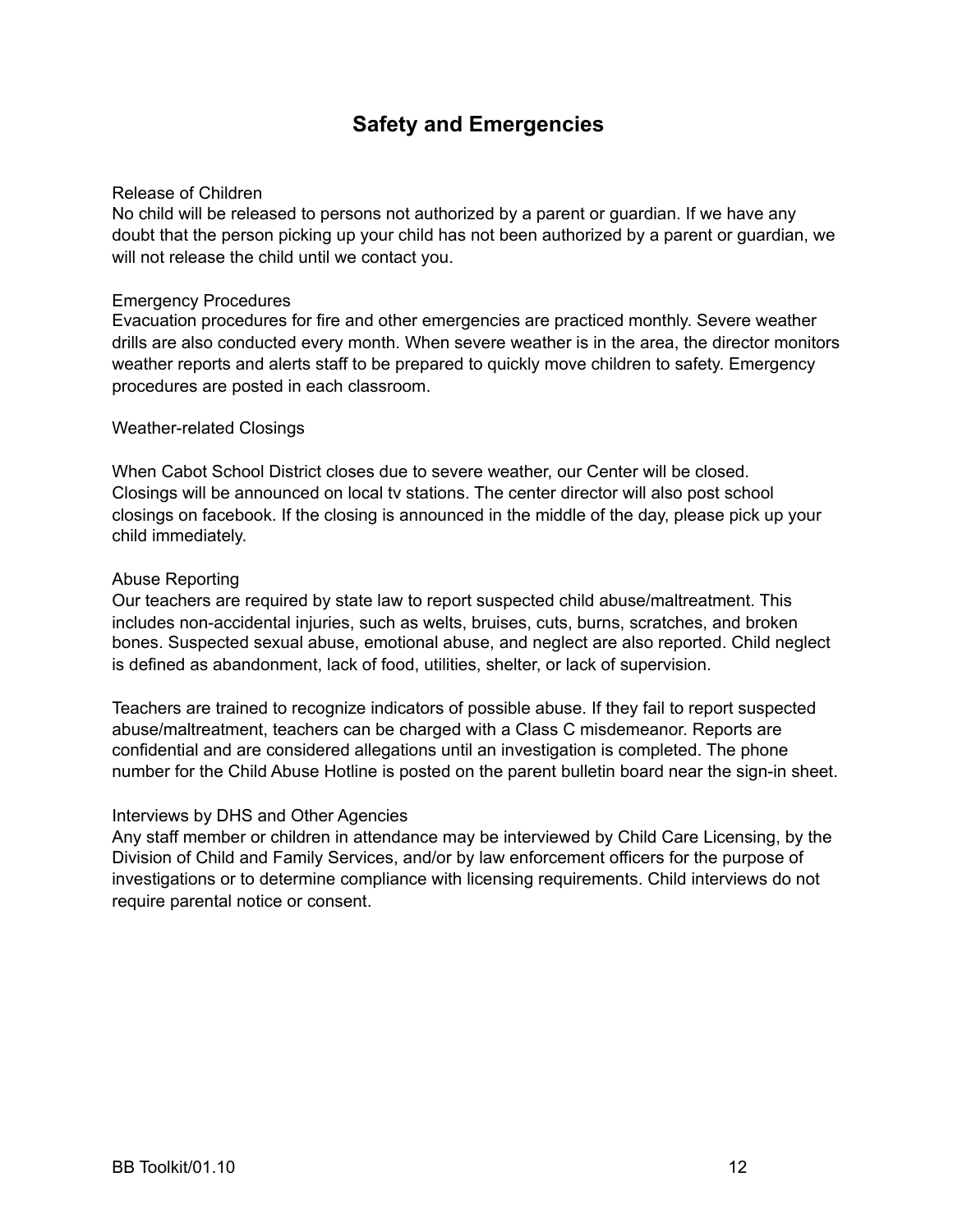# Safety and Emergencies

Release of Children
No child will be released to persons not authorized by a parent or guardian. If we have any doubt that the person picking up your child has not been authorized by a parent or guardian, we will not release the child until we contact you.

Emergency Procedures
Evacuation procedures for fire and other emergencies are practiced monthly. Severe weather drills are also conducted every month. When severe weather is in the area, the director monitors weather reports and alerts staff to be prepared to quickly move children to safety. Emergency procedures are posted in each classroom.

Weather-related Closings

When Cabot School District closes due to severe weather, our Center will be closed. Closings will be announced on local tv stations. The center director will also post school closings on facebook. If the closing is announced in the middle of the day, please pick up your child immediately.

Abuse Reporting
Our teachers are required by state law to report suspected child abuse/maltreatment. This includes non-accidental injuries, such as welts, bruises, cuts, burns, scratches, and broken bones. Suspected sexual abuse, emotional abuse, and neglect are also reported. Child neglect is defined as abandonment, lack of food, utilities, shelter, or lack of supervision.

Teachers are trained to recognize indicators of possible abuse. If they fail to report suspected abuse/maltreatment, teachers can be charged with a Class C misdemeanor. Reports are confidential and are considered allegations until an investigation is completed. The phone number for the Child Abuse Hotline is posted on the parent bulletin board near the sign-in sheet.

Interviews by DHS and Other Agencies
Any staff member or children in attendance may be interviewed by Child Care Licensing, by the Division of Child and Family Services, and/or by law enforcement officers for the purpose of investigations or to determine compliance with licensing requirements. Child interviews do not require parental notice or consent.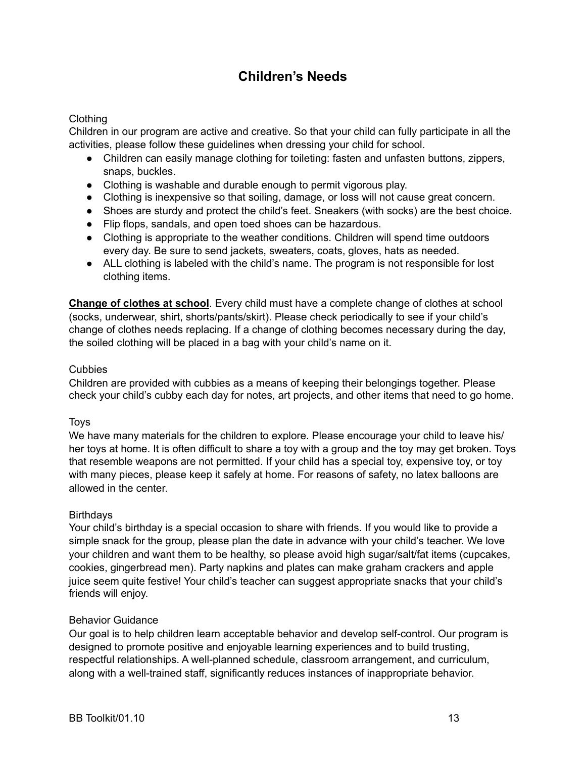# Children's Needs

Clothing

Children in our program are active and creative. So that your child can fully participate in all the activities, please follow these guidelines when dressing your child for school.

- Children can easily manage clothing for toileting: fasten and unfasten buttons, zippers, snaps, buckles.
- Clothing is washable and durable enough to permit vigorous play.
- Clothing is inexpensive so that soiling, damage, or loss will not cause great concern.
- Shoes are sturdy and protect the child's feet. Sneakers (with socks) are the best choice.
- Flip flops, sandals, and open toed shoes can be hazardous.
- Clothing is appropriate to the weather conditions. Children will spend time outdoors every day. Be sure to send jackets, sweaters, coats, gloves, hats as needed.
- ALL clothing is labeled with the child's name. The program is not responsible for lost clothing items.

**Change of clothes at school**. Every child must have a complete change of clothes at school (socks, underwear, shirt, shorts/pants/skirt). Please check periodically to see if your child's change of clothes needs replacing. If a change of clothing becomes necessary during the day, the soiled clothing will be placed in a bag with your child's name on it.

Cubbies

Children are provided with cubbies as a means of keeping their belongings together. Please check your child's cubby each day for notes, art projects, and other items that need to go home.

Toys

We have many materials for the children to explore. Please encourage your child to leave his/her toys at home. It is often difficult to share a toy with a group and the toy may get broken. Toys that resemble weapons are not permitted. If your child has a special toy, expensive toy, or toy with many pieces, please keep it safely at home. For reasons of safety, no latex balloons are allowed in the center.

Birthdays

Your child's birthday is a special occasion to share with friends. If you would like to provide a simple snack for the group, please plan the date in advance with your child's teacher. We love your children and want them to be healthy, so please avoid high sugar/salt/fat items (cupcakes, cookies, gingerbread men). Party napkins and plates can make graham crackers and apple juice seem quite festive! Your child's teacher can suggest appropriate snacks that your child's friends will enjoy.

Behavior Guidance

Our goal is to help children learn acceptable behavior and develop self-control. Our program is designed to promote positive and enjoyable learning experiences and to build trusting, respectful relationships. A well-planned schedule, classroom arrangement, and curriculum, along with a well-trained staff, significantly reduces instances of inappropriate behavior.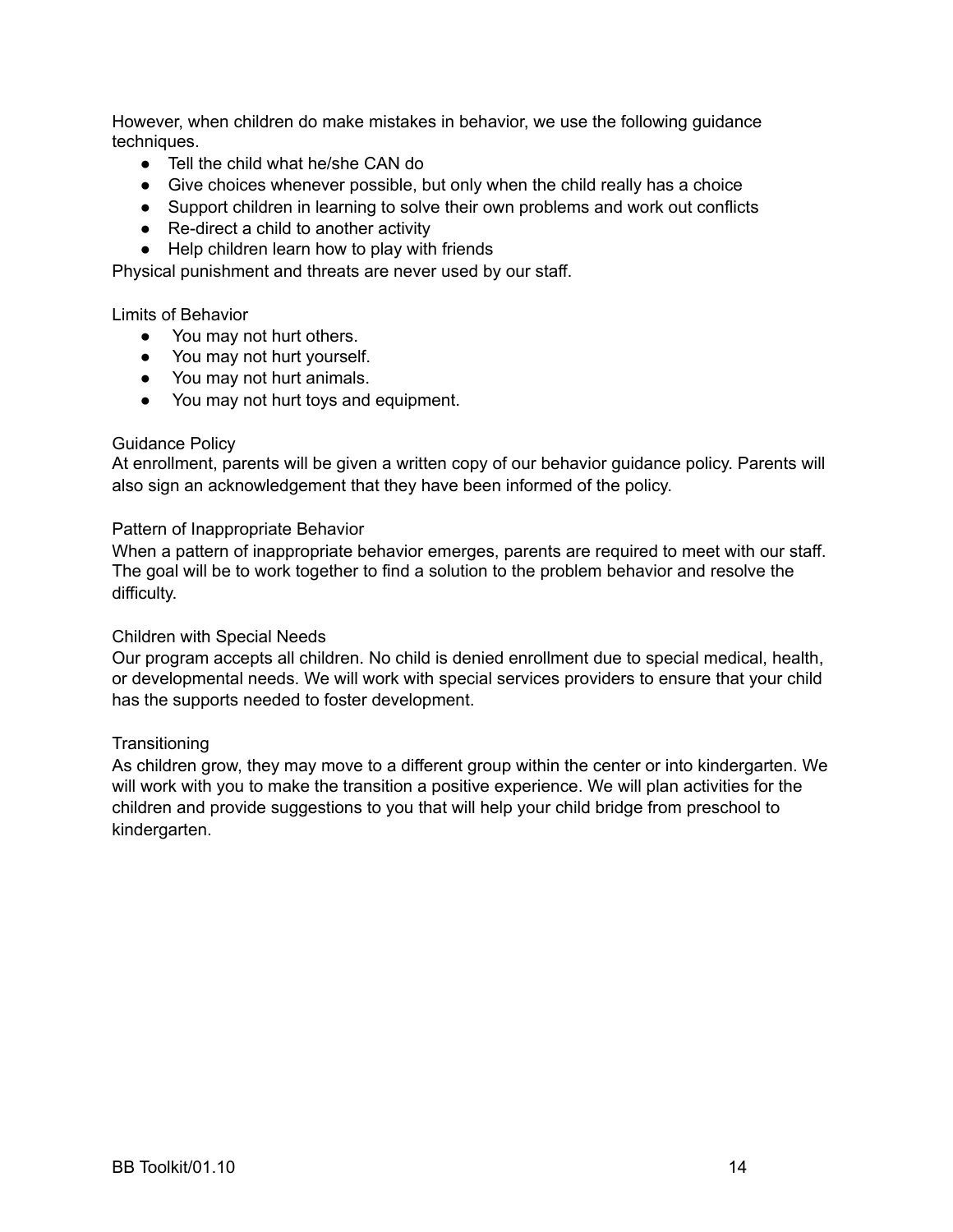However, when children do make mistakes in behavior, we use the following guidance techniques.

- Tell the child what he/she CAN do
- Give choices whenever possible, but only when the child really has a choice
- Support children in learning to solve their own problems and work out conflicts
- Re-direct a child to another activity
- Help children learn how to play with friends

Physical punishment and threats are never used by our staff.

### Limits of Behavior

- You may not hurt others.
- You may not hurt yourself.
- You may not hurt animals.
- You may not hurt toys and equipment.

### Guidance Policy

At enrollment, parents will be given a written copy of our behavior guidance policy. Parents will also sign an acknowledgement that they have been informed of the policy.

### Pattern of Inappropriate Behavior

When a pattern of inappropriate behavior emerges, parents are required to meet with our staff. The goal will be to work together to find a solution to the problem behavior and resolve the difficulty.

### Children with Special Needs

Our program accepts all children. No child is denied enrollment due to special medical, health, or developmental needs. We will work with special services providers to ensure that your child has the supports needed to foster development.

### Transitioning

As children grow, they may move to a different group within the center or into kindergarten. We will work with you to make the transition a positive experience. We will plan activities for the children and provide suggestions to you that will help your child bridge from preschool to kindergarten.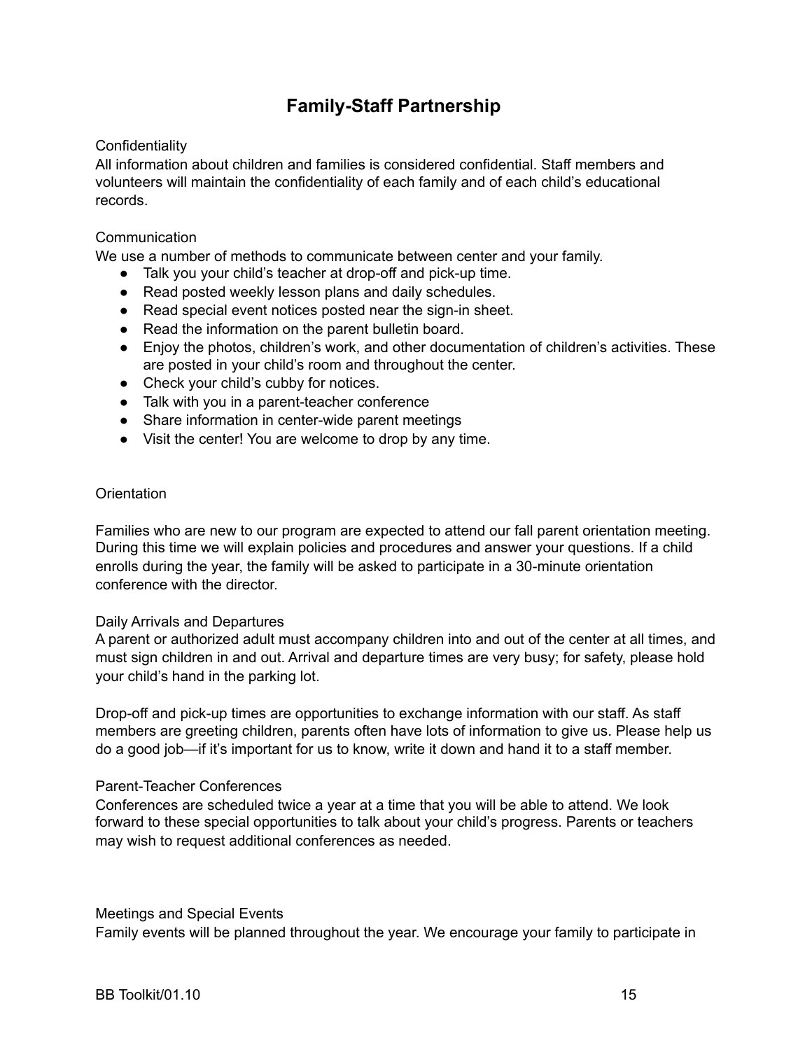# Family-Staff Partnership

Confidentiality

All information about children and families is considered confidential. Staff members and volunteers will maintain the confidentiality of each family and of each child's educational records.

Communication

We use a number of methods to communicate between center and your family.

- Talk you your child's teacher at drop-off and pick-up time.
- Read posted weekly lesson plans and daily schedules.
- Read special event notices posted near the sign-in sheet.
- Read the information on the parent bulletin board.
- Enjoy the photos, children's work, and other documentation of children's activities. These are posted in your child's room and throughout the center.
- Check your child's cubby for notices.
- Talk with you in a parent-teacher conference
- Share information in center-wide parent meetings
- Visit the center! You are welcome to drop by any time.

Orientation

Families who are new to our program are expected to attend our fall parent orientation meeting. During this time we will explain policies and procedures and answer your questions. If a child enrolls during the year, the family will be asked to participate in a 30-minute orientation conference with the director.

Daily Arrivals and Departures

A parent or authorized adult must accompany children into and out of the center at all times, and must sign children in and out. Arrival and departure times are very busy; for safety, please hold your child's hand in the parking lot.

Drop-off and pick-up times are opportunities to exchange information with our staff. As staff members are greeting children, parents often have lots of information to give us. Please help us do a good job—if it's important for us to know, write it down and hand it to a staff member.

Parent-Teacher Conferences

Conferences are scheduled twice a year at a time that you will be able to attend. We look forward to these special opportunities to talk about your child's progress. Parents or teachers may wish to request additional conferences as needed.

Meetings and Special Events

Family events will be planned throughout the year. We encourage your family to participate in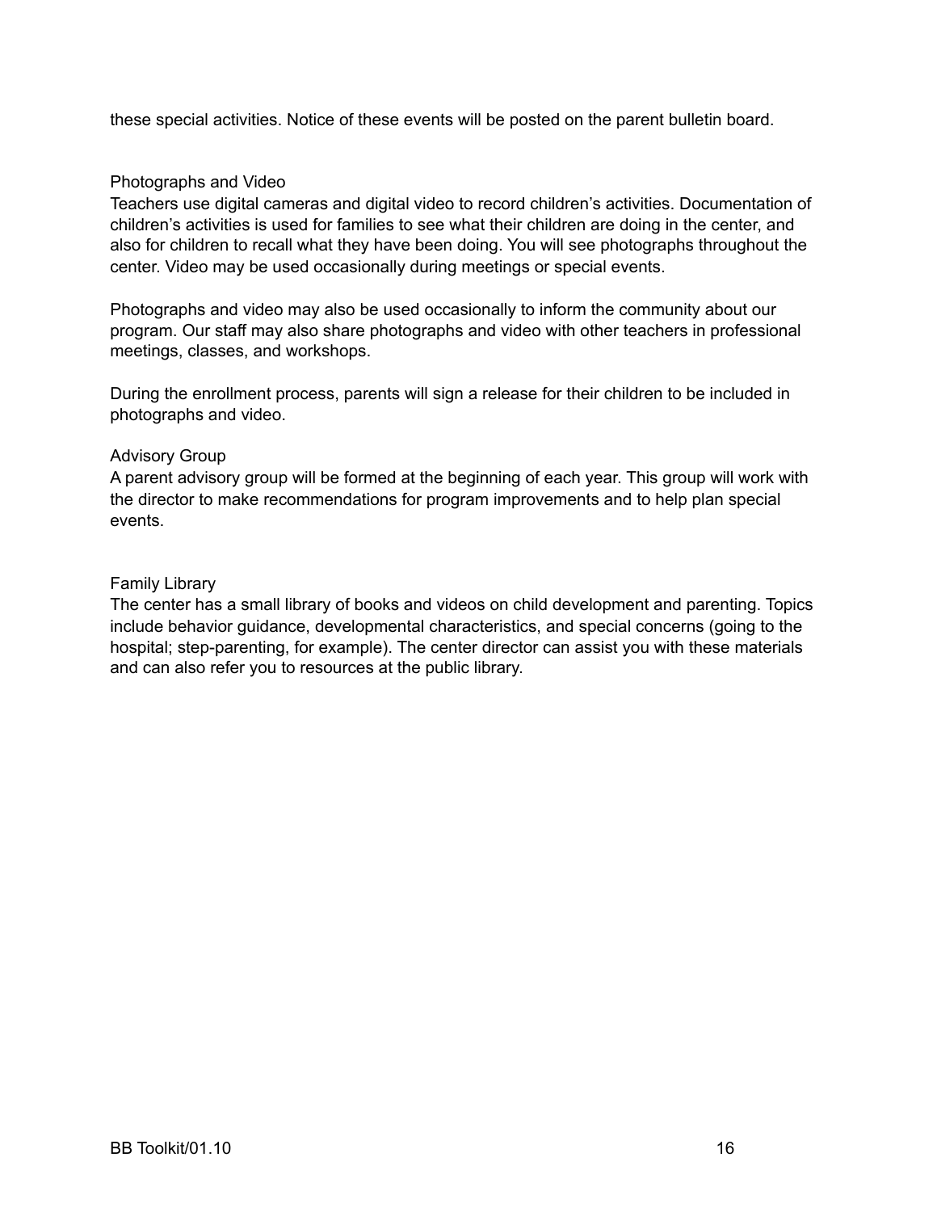these special activities. Notice of these events will be posted on the parent bulletin board.

### Photographs and Video

Teachers use digital cameras and digital video to record children's activities. Documentation of children's activities is used for families to see what their children are doing in the center, and also for children to recall what they have been doing. You will see photographs throughout the center. Video may be used occasionally during meetings or special events.

Photographs and video may also be used occasionally to inform the community about our program. Our staff may also share photographs and video with other teachers in professional meetings, classes, and workshops.

During the enrollment process, parents will sign a release for their children to be included in photographs and video.

### Advisory Group

A parent advisory group will be formed at the beginning of each year. This group will work with the director to make recommendations for program improvements and to help plan special events.

### Family Library

The center has a small library of books and videos on child development and parenting. Topics include behavior guidance, developmental characteristics, and special concerns (going to the hospital; step-parenting, for example). The center director can assist you with these materials and can also refer you to resources at the public library.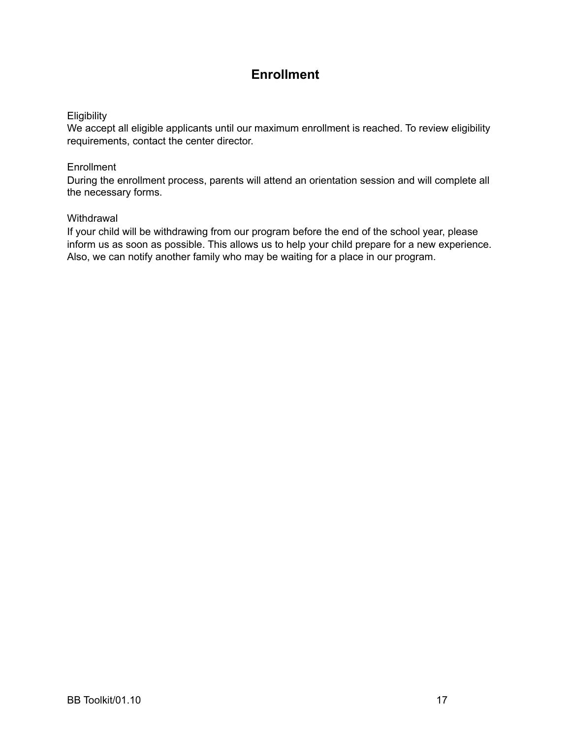# Enrollment

Eligibility
We accept all eligible applicants until our maximum enrollment is reached. To review eligibility requirements, contact the center director.

Enrollment
During the enrollment process, parents will attend an orientation session and will complete all the necessary forms.

Withdrawal
If your child will be withdrawing from our program before the end of the school year, please inform us as soon as possible. This allows us to help your child prepare for a new experience. Also, we can notify another family who may be waiting for a place in our program.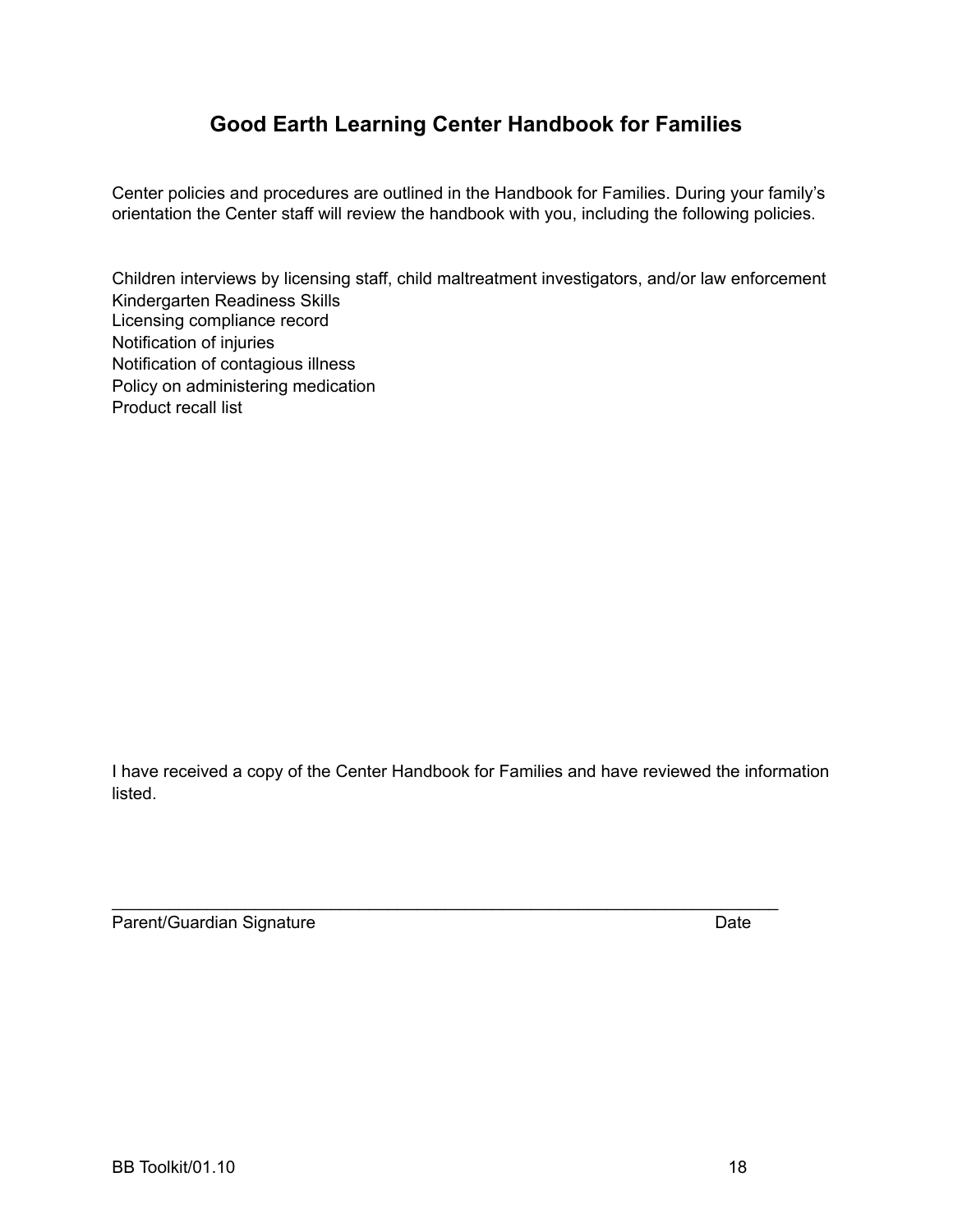# Good Earth Learning Center Handbook for Families

Center policies and procedures are outlined in the Handbook for Families. During your family's orientation the Center staff will review the handbook with you, including the following policies.

Children interviews by licensing staff, child maltreatment investigators, and/or law enforcement
Kindergarten Readiness Skills
Licensing compliance record
Notification of injuries
Notification of contagious illness
Policy on administering medication
Product recall list

I have received a copy of the Center Handbook for Families and have reviewed the information listed.

\_\_\_\_\_\_\_\_\_\_\_\_\_\_\_\_\_\_\_\_\_\_\_\_\_\_\_\_\_\_\_\_\_\_\_\_\_\_\_\_\_\_\_\_\_\_\_\_\_\_\_\_\_\_\_\_\_\_\_\_\_\_\_\_\_\_\_\_\_\_

Parent/Guardian Signature                                                                 Date